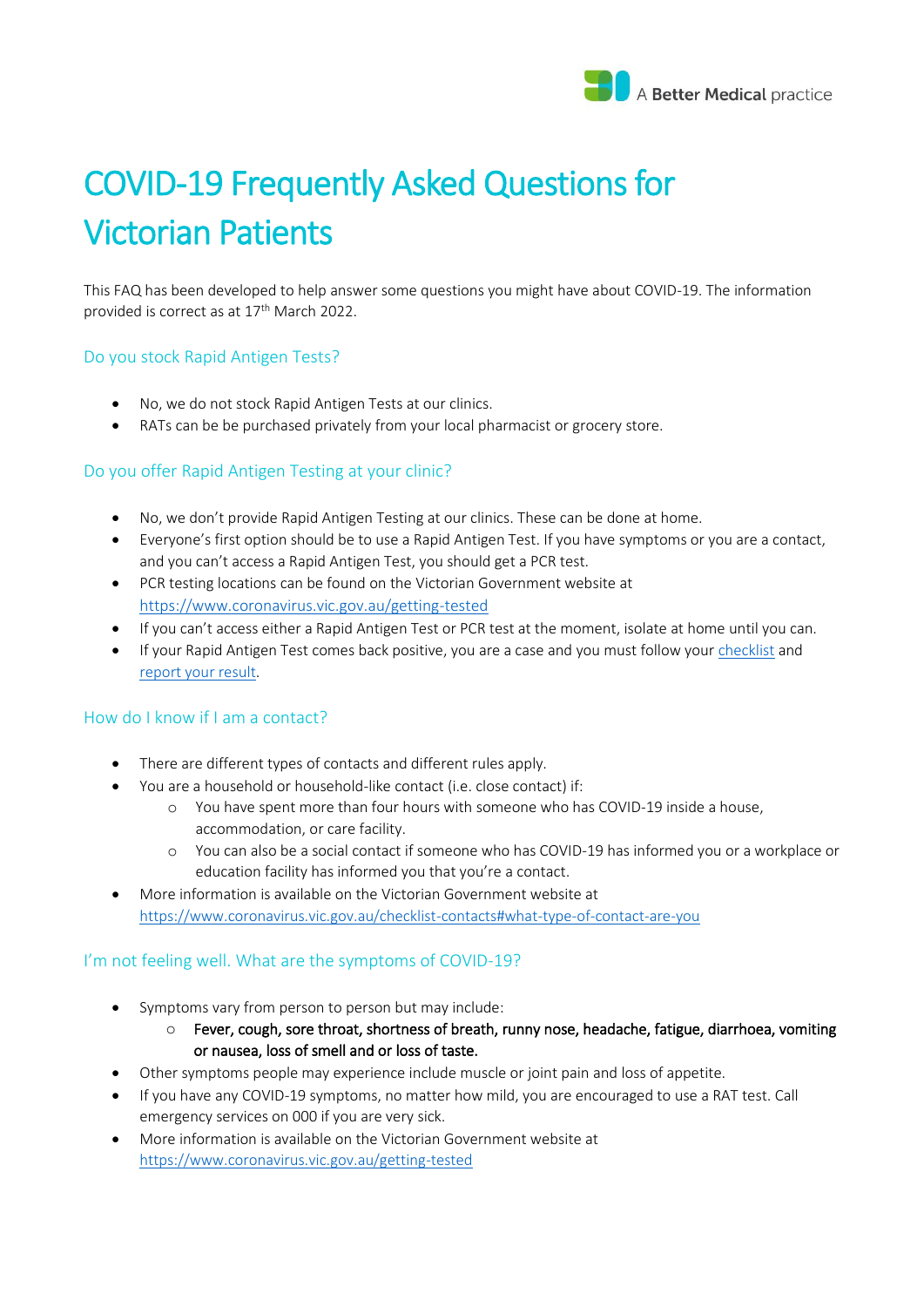A **Better Medical** practice

# COVID-19 Frequently Asked Questions for Victorian Patients

This FAQ has been developed to help answer some questions you might have about COVID-19. The information provided is correct as at 17th March 2022.

## Do you stock Rapid Antigen Tests?

- No, we do not stock Rapid Antigen Tests at our clinics.
- RATs can be be purchased privately from your local pharmacist or grocery store.

## Do you offer Rapid Antigen Testing at your clinic?

- No, we don't provide Rapid Antigen Testing at our clinics. These can be done at home.
- Everyone's first option should be to use a Rapid Antigen Test. If you have symptoms or you are a contact, and you can't access a Rapid Antigen Test, you should get a PCR test.
- PCR testing locations can be found on the Victorian Government website at https://www.coronavirus.vic.gov.au/getting-tested
- If you can't access either a Rapid Antigen Test or PCR test at the moment, isolate at home until you can.
- If your Rapid Antigen Test comes back positive, you are a case and you must follow your checklist and report your result.

## How do I know if I am a contact?

- There are different types of contacts and different rules apply.
- You are a household or household-like contact (i.e. close contact) if:
  - You have spent more than four hours with someone who has COVID-19 inside a house, accommodation, or care facility.
  - You can also be a social contact if someone who has COVID-19 has informed you or a workplace or education facility has informed you that you're a contact.
- More information is available on the Victorian Government website at https://www.coronavirus.vic.gov.au/checklist-contacts#what-type-of-contact-are-you

## I'm not feeling well. What are the symptoms of COVID-19?

- Symptoms vary from person to person but may include:
  - **Fever, cough, sore throat, shortness of breath, runny nose, headache, fatigue, diarrhoea, vomiting or nausea, loss of smell and or loss of taste.**
- Other symptoms people may experience include muscle or joint pain and loss of appetite.
- If you have any COVID-19 symptoms, no matter how mild, you are encouraged to use a RAT test. Call emergency services on 000 if you are very sick.
- More information is available on the Victorian Government website at https://www.coronavirus.vic.gov.au/getting-tested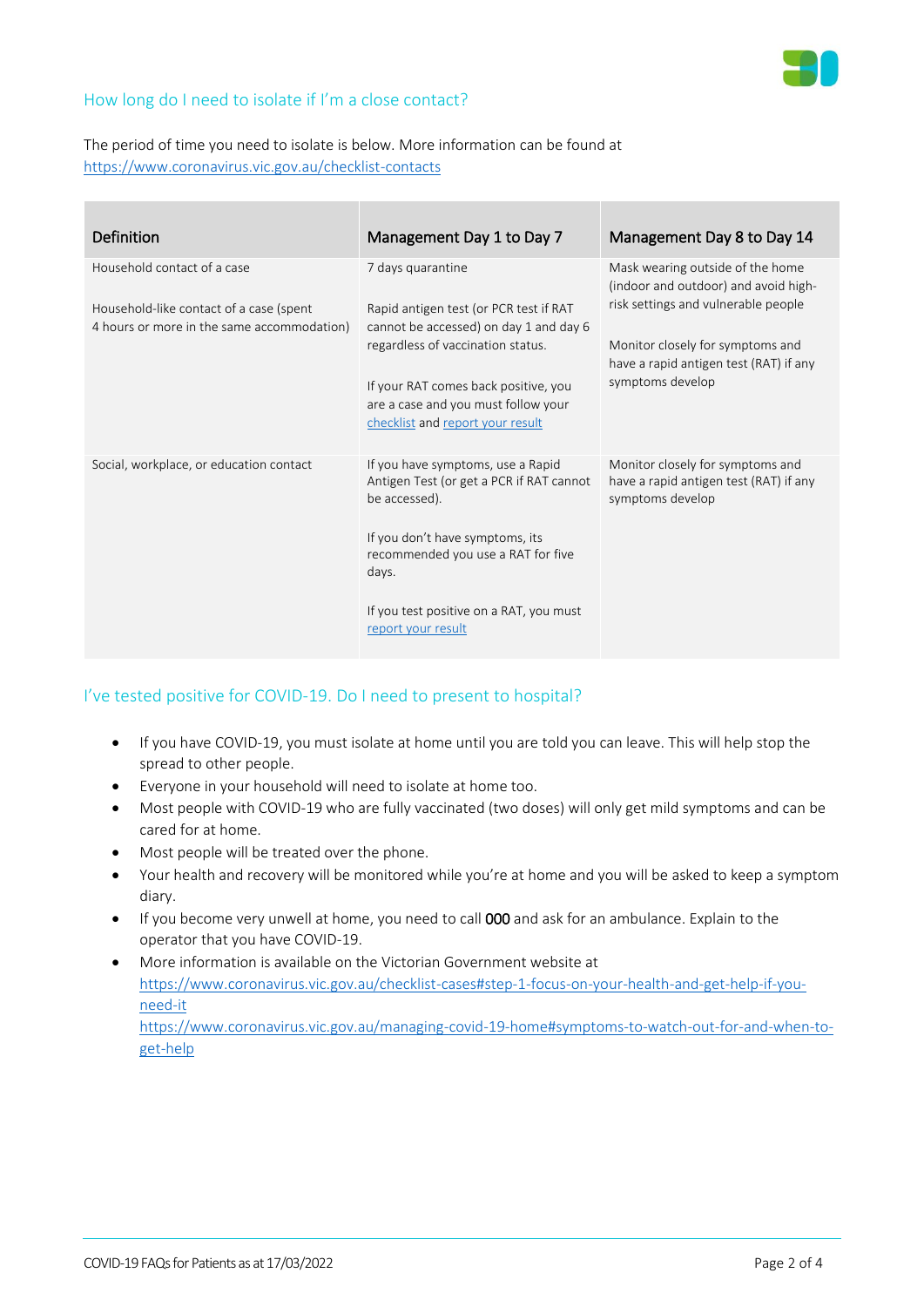## How long do I need to isolate if I'm a close contact?

The period of time you need to isolate is below. More information can be found at https://www.coronavirus.vic.gov.au/checklist-contacts

| Definition | Management Day 1 to Day 7 | Management Day 8 to Day 14 |
|---|---|---|
| Household contact of a case<br><br>Household-like contact of a case (spent 4 hours or more in the same accommodation) | 7 days quarantine<br><br>Rapid antigen test (or PCR test if RAT cannot be accessed) on day 1 and day 6 regardless of vaccination status.<br><br>If your RAT comes back positive, you are a case and you must follow your checklist and report your result | Mask wearing outside of the home (indoor and outdoor) and avoid high-risk settings and vulnerable people<br><br>Monitor closely for symptoms and have a rapid antigen test (RAT) if any symptoms develop |
| Social, workplace, or education contact | If you have symptoms, use a Rapid Antigen Test (or get a PCR if RAT cannot be accessed).<br><br>If you don't have symptoms, its recommended you use a RAT for five days.<br><br>If you test positive on a RAT, you must report your result | Monitor closely for symptoms and have a rapid antigen test (RAT) if any symptoms develop |

## I've tested positive for COVID-19. Do I need to present to hospital?

- If you have COVID-19, you must isolate at home until you are told you can leave. This will help stop the spread to other people.
- Everyone in your household will need to isolate at home too.
- Most people with COVID-19 who are fully vaccinated (two doses) will only get mild symptoms and can be cared for at home.
- Most people will be treated over the phone.
- Your health and recovery will be monitored while you're at home and you will be asked to keep a symptom diary.
- If you become very unwell at home, you need to call **000** and ask for an ambulance. Explain to the operator that you have COVID-19.
- More information is available on the Victorian Government website at https://www.coronavirus.vic.gov.au/checklist-cases#step-1-focus-on-your-health-and-get-help-if-you-need-it https://www.coronavirus.vic.gov.au/managing-covid-19-home#symptoms-to-watch-out-for-and-when-to-get-help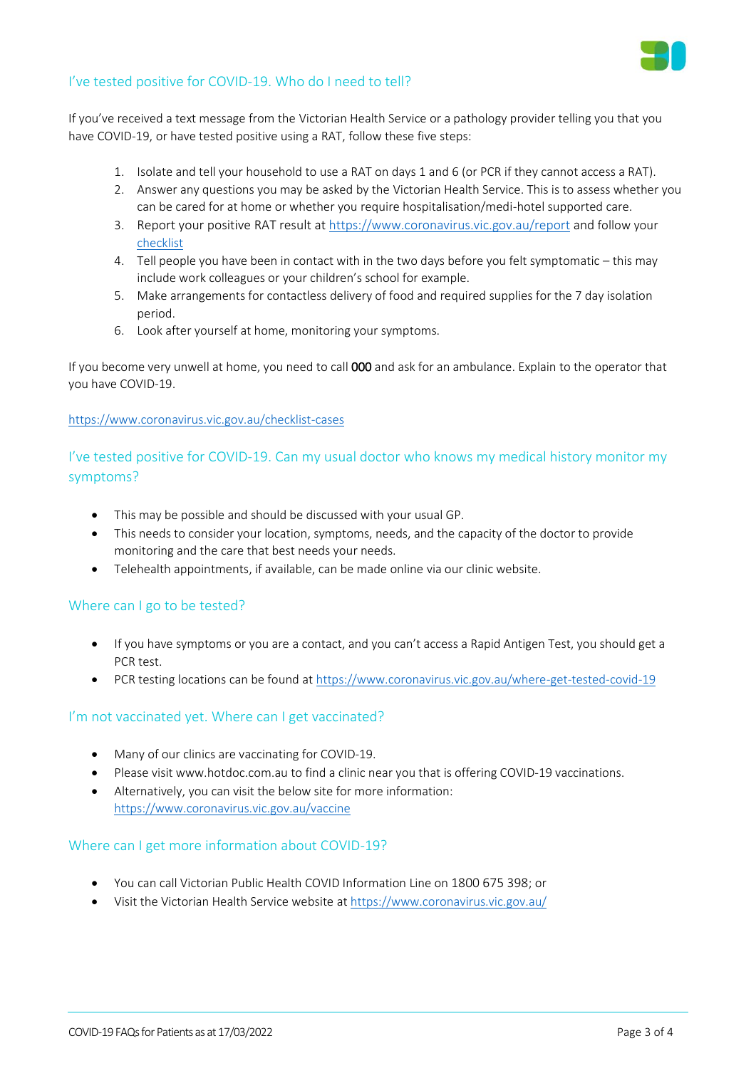## I've tested positive for COVID-19. Who do I need to tell?

If you've received a text message from the Victorian Health Service or a pathology provider telling you that you have COVID-19, or have tested positive using a RAT, follow these five steps:

1. Isolate and tell your household to use a RAT on days 1 and 6 (or PCR if they cannot access a RAT).
2. Answer any questions you may be asked by the Victorian Health Service. This is to assess whether you can be cared for at home or whether you require hospitalisation/medi-hotel supported care.
3. Report your positive RAT result at https://www.coronavirus.vic.gov.au/report and follow your checklist
4. Tell people you have been in contact with in the two days before you felt symptomatic – this may include work colleagues or your children's school for example.
5. Make arrangements for contactless delivery of food and required supplies for the 7 day isolation period.
6. Look after yourself at home, monitoring your symptoms.

If you become very unwell at home, you need to call **000** and ask for an ambulance. Explain to the operator that you have COVID-19.

https://www.coronavirus.vic.gov.au/checklist-cases

## I've tested positive for COVID-19. Can my usual doctor who knows my medical history monitor my symptoms?

- This may be possible and should be discussed with your usual GP.
- This needs to consider your location, symptoms, needs, and the capacity of the doctor to provide monitoring and the care that best needs your needs.
- Telehealth appointments, if available, can be made online via our clinic website.

## Where can I go to be tested?

- If you have symptoms or you are a contact, and you can't access a Rapid Antigen Test, you should get a PCR test.
- PCR testing locations can be found at https://www.coronavirus.vic.gov.au/where-get-tested-covid-19

## I'm not vaccinated yet. Where can I get vaccinated?

- Many of our clinics are vaccinating for COVID-19.
- Please visit www.hotdoc.com.au to find a clinic near you that is offering COVID-19 vaccinations.
- Alternatively, you can visit the below site for more information: https://www.coronavirus.vic.gov.au/vaccine

## Where can I get more information about COVID-19?

- You can call Victorian Public Health COVID Information Line on 1800 675 398; or
- Visit the Victorian Health Service website at https://www.coronavirus.vic.gov.au/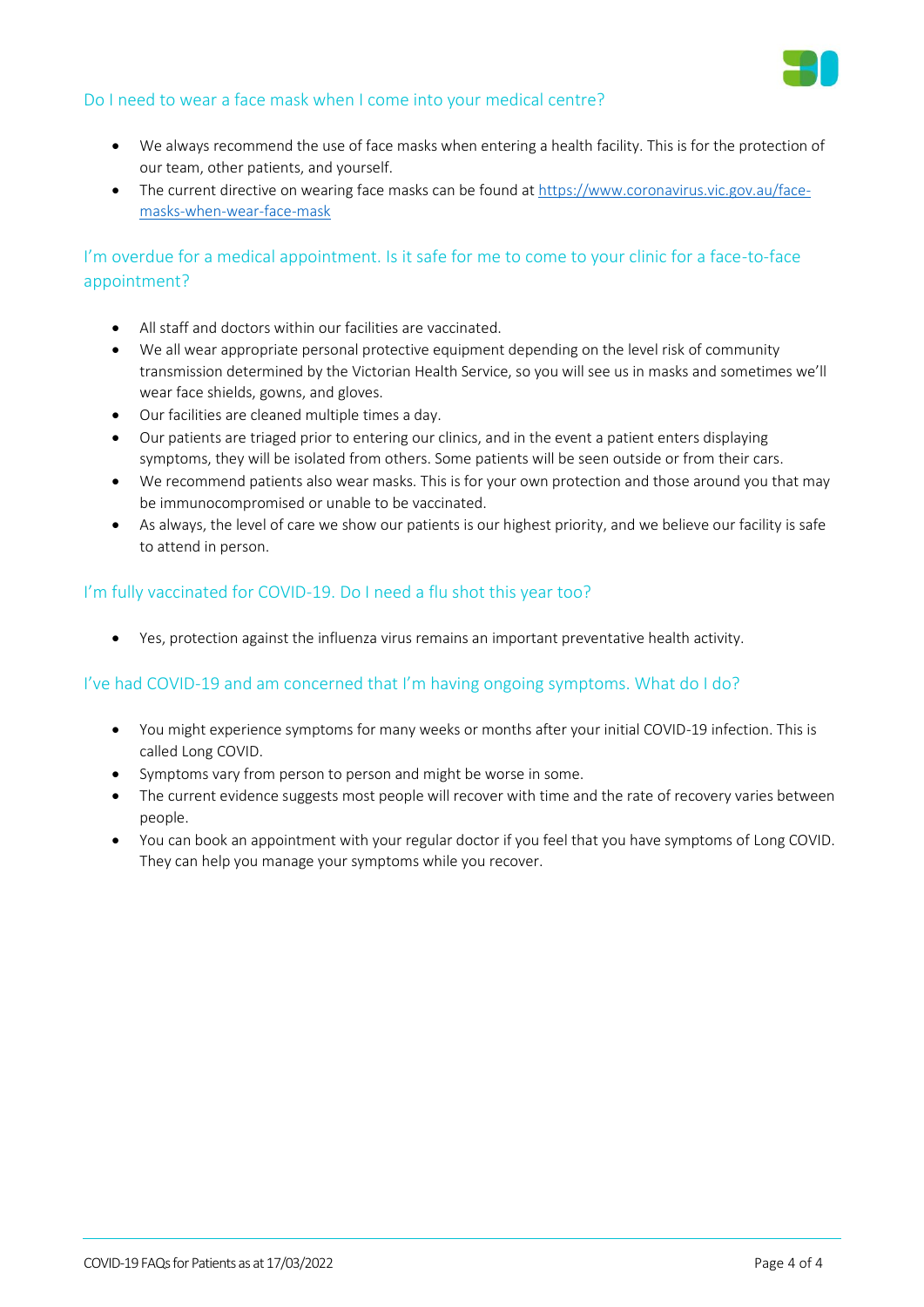## Do I need to wear a face mask when I come into your medical centre?

- We always recommend the use of face masks when entering a health facility. This is for the protection of our team, other patients, and yourself.
- The current directive on wearing face masks can be found at [https://www.coronavirus.vic.gov.au/face-masks-when-wear-face-mask](https://www.coronavirus.vic.gov.au/face-masks-when-wear-face-mask)

## I'm overdue for a medical appointment. Is it safe for me to come to your clinic for a face-to-face appointment?

- All staff and doctors within our facilities are vaccinated.
- We all wear appropriate personal protective equipment depending on the level risk of community transmission determined by the Victorian Health Service, so you will see us in masks and sometimes we'll wear face shields, gowns, and gloves.
- Our facilities are cleaned multiple times a day.
- Our patients are triaged prior to entering our clinics, and in the event a patient enters displaying symptoms, they will be isolated from others. Some patients will be seen outside or from their cars.
- We recommend patients also wear masks. This is for your own protection and those around you that may be immunocompromised or unable to be vaccinated.
- As always, the level of care we show our patients is our highest priority, and we believe our facility is safe to attend in person.

## I'm fully vaccinated for COVID-19. Do I need a flu shot this year too?

- Yes, protection against the influenza virus remains an important preventative health activity.

## I've had COVID-19 and am concerned that I'm having ongoing symptoms. What do I do?

- You might experience symptoms for many weeks or months after your initial COVID-19 infection. This is called Long COVID.
- Symptoms vary from person to person and might be worse in some.
- The current evidence suggests most people will recover with time and the rate of recovery varies between people.
- You can book an appointment with your regular doctor if you feel that you have symptoms of Long COVID. They can help you manage your symptoms while you recover.